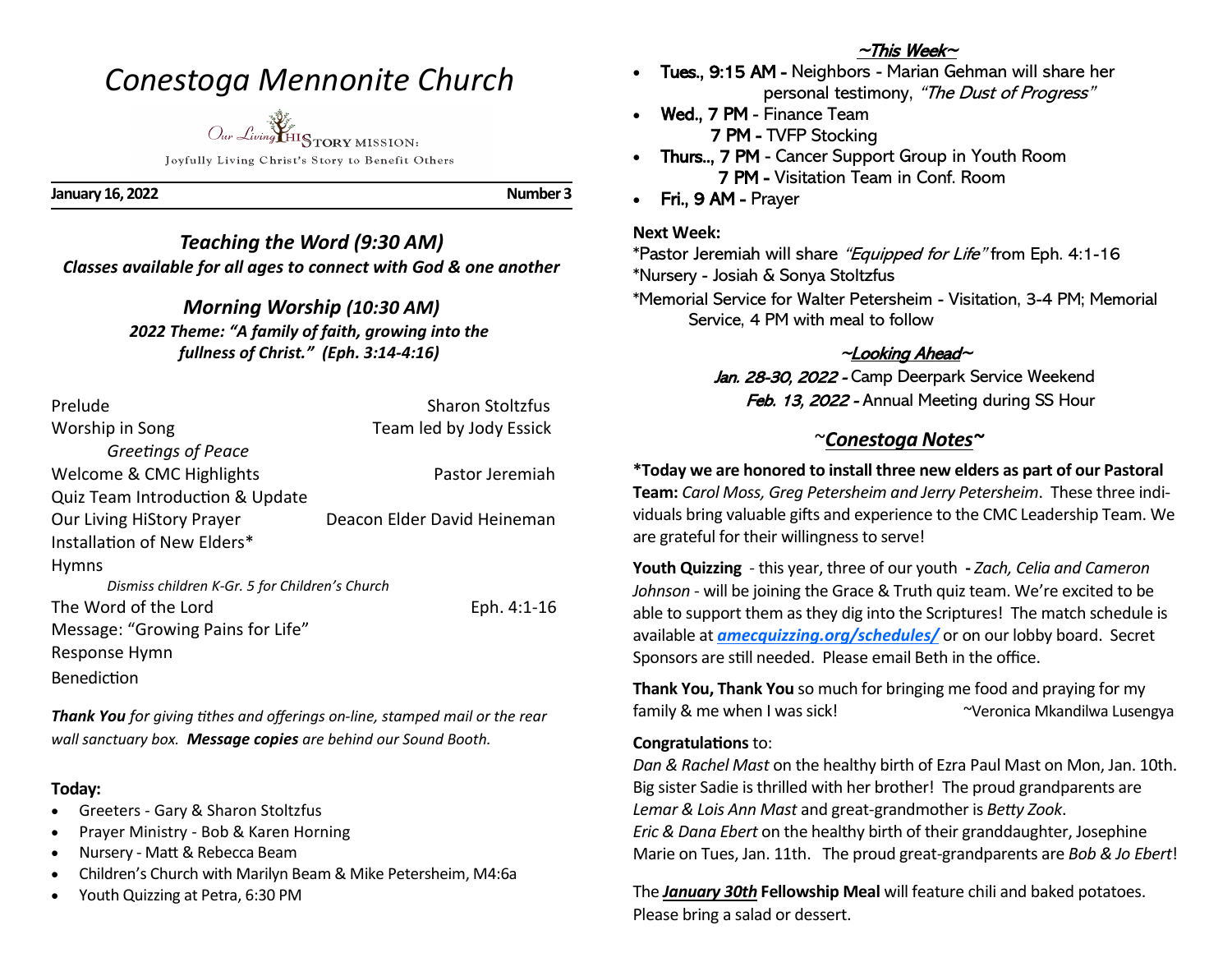# *Conestoga Mennonite Church*

Our Living HiSTORY MISSION:

Joyfully Living Christ's Story to Benefit Others

**January 16, 2022** **Number 3**

## *Teaching the Word (9:30 AM)*

***Classes available for all ages to connect with God & one another***

## *Morning Worship (10:30 AM)*

***2022 Theme: "A family of faith, growing into the fullness of Christ." (Eph. 3:14-4:16)***

| | |
|---|---|
| Prelude | Sharon Stoltzfus |
| Worship in Song | Team led by Jody Essick |
| *Greetings of Peace* | |
| Welcome & CMC Highlights | Pastor Jeremiah |
| Quiz Team Introduction & Update | |
| Our Living HiStory Prayer | Deacon Elder David Heineman |
| Installation of New Elders* | |
| Hymns | |
| *Dismiss children K-Gr. 5 for Children's Church* | |
| The Word of the Lord | Eph. 4:1-16 |
| Message: "Growing Pains for Life" | |
| Response Hymn | |
| Benediction | |

***Thank You** for giving tithes and offerings on-line, stamped mail or the rear wall sanctuary box. **Message copies** are behind our Sound Booth.*

**Today:**

- Greeters - Gary & Sharon Stoltzfus
- Prayer Ministry - Bob & Karen Horning
- Nursery - Matt & Rebecca Beam
- Children's Church with Marilyn Beam & Mike Petersheim, M4:6a
- Youth Quizzing at Petra, 6:30 PM

## *~This Week~*

- **Tues., 9:15 AM -** Neighbors - Marian Gehman will share her personal testimony, *"The Dust of Progress"*
- **Wed., 7 PM** - Finance Team
  **7 PM -** TVFP Stocking
- **Thurs.., 7 PM** - Cancer Support Group in Youth Room
  **7 PM -** Visitation Team in Conf. Room
- **Fri., 9 AM -** Prayer

**Next Week:**

*Pastor Jeremiah will share *"Equipped for Life"* from Eph. 4:1-16
*Nursery - Josiah & Sonya Stoltzfus
*Memorial Service for Walter Petersheim - Visitation, 3-4 PM; Memorial Service, 4 PM with meal to follow

## *~Looking Ahead~*

*Jan. 28-30, 2022 -* Camp Deerpark Service Weekend
*Feb. 13, 2022 -* Annual Meeting during SS Hour

## *~Conestoga Notes~*

***Today we are honored to install three new elders as part of our Pastoral Team:** *Carol Moss, Greg Petersheim and Jerry Petersheim*. These three individuals bring valuable gifts and experience to the CMC Leadership Team. We are grateful for their willingness to serve!

**Youth Quizzing** - this year, three of our youth **-** *Zach, Celia and Cameron Johnson* - will be joining the Grace & Truth quiz team. We're excited to be able to support them as they dig into the Scriptures! The match schedule is available at ***amecquizzing.org/schedules/*** or on our lobby board. Secret Sponsors are still needed. Please email Beth in the office.

**Thank You, Thank You** so much for bringing me food and praying for my family & me when I was sick! ~Veronica Mkandilwa Lusengya

**Congratulations** to:
*Dan & Rachel Mast* on the healthy birth of Ezra Paul Mast on Mon, Jan. 10th. Big sister Sadie is thrilled with her brother! The proud grandparents are *Lemar & Lois Ann Mast* and great-grandmother is *Betty Zook*.
*Eric & Dana Ebert* on the healthy birth of their granddaughter, Josephine Marie on Tues, Jan. 11th. The proud great-grandparents are *Bob & Jo Ebert*!

The ***January 30th*** **Fellowship Meal** will feature chili and baked potatoes. Please bring a salad or dessert.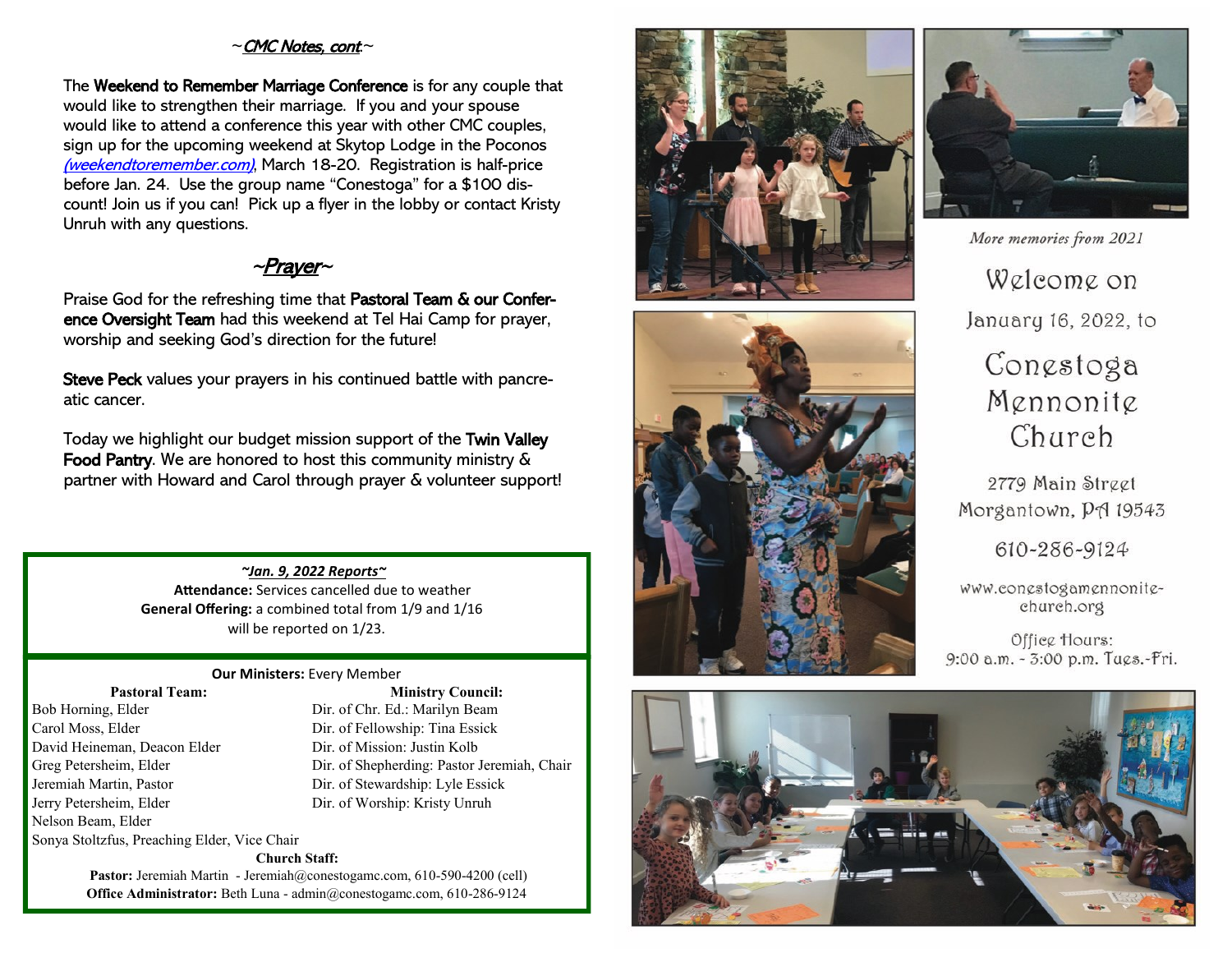## ~*CMC Notes, cont.*~

The **Weekend to Remember Marriage Conference** is for any couple that would like to strengthen their marriage. If you and your spouse would like to attend a conference this year with other CMC couples, sign up for the upcoming weekend at Skytop Lodge in the Poconos *(weekendtoremember.com)*, March 18-20. Registration is half-price before Jan. 24. Use the group name "Conestoga" for a $100 discount! Join us if you can! Pick up a flyer in the lobby or contact Kristy Unruh with any questions.

## ~*Prayer*~

Praise God for the refreshing time that **Pastoral Team & our Conference Oversight Team** had this weekend at Tel Hai Camp for prayer, worship and seeking God's direction for the future!

**Steve Peck** values your prayers in his continued battle with pancreatic cancer.

Today we highlight our budget mission support of the **Twin Valley Food Pantry**. We are honored to host this community ministry & partner with Howard and Carol through prayer & volunteer support!

### *~Jan. 9, 2022 Reports~*

**Attendance:** Services cancelled due to weather
**General Offering:** a combined total from 1/9 and 1/16 will be reported on 1/23.

**Our Ministers:** Every Member

| Pastoral Team: | Ministry Council: |
|---|---|
| Bob Horning, Elder | Dir. of Chr. Ed.: Marilyn Beam |
| Carol Moss, Elder | Dir. of Fellowship: Tina Essick |
| David Heineman, Deacon Elder | Dir. of Mission: Justin Kolb |
| Greg Petersheim, Elder | Dir. of Shepherding: Pastor Jeremiah, Chair |
| Jeremiah Martin, Pastor | Dir. of Stewardship: Lyle Essick |
| Jerry Petersheim, Elder | Dir. of Worship: Kristy Unruh |
| Nelson Beam, Elder | |
| Sonya Stoltzfus, Preaching Elder, Vice Chair | |

**Church Staff:**
**Pastor:** Jeremiah Martin - Jeremiah@conestogamc.com, 610-590-4200 (cell)
**Office Administrator:** Beth Luna - admin@conestogamc.com, 610-286-9124

*More memories from 2021*

Welcome on
January 16, 2022, to

# Conestoga Mennonite Church

2779 Main Street
Morgantown, PA 19543

610-286-9124

www.conestogamennonite-church.org

Office Hours:
9:00 a.m. - 3:00 p.m. Tues.-Fri.